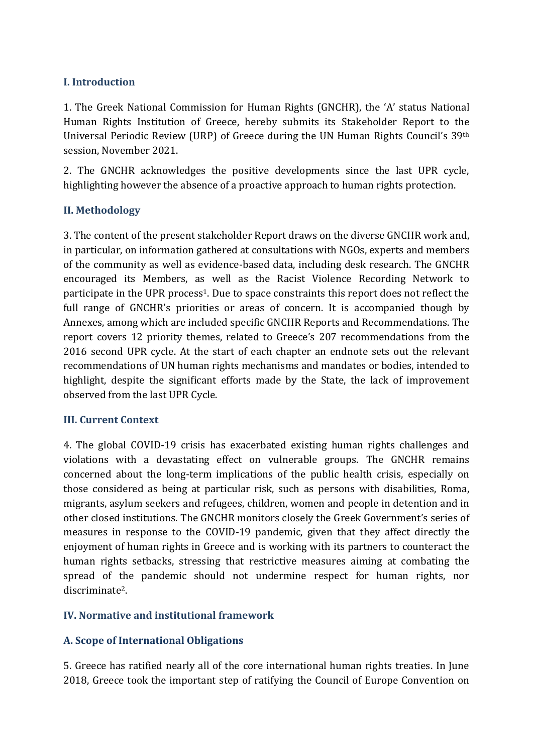## I. Introduction

1. The Greek National Commission for Human Rights (GNCHR), the 'A' status National Human Rights Institution of Greece, hereby submits its Stakeholder Report to the Universal Periodic Review (URP) of Greece during the UN Human Rights Council's 39th session, November 2021.

2. The GNCHR acknowledges the positive developments since the last UPR cycle, highlighting however the absence of a proactive approach to human rights protection.

## II. Methodology

3. The content of the present stakeholder Report draws on the diverse GNCHR work and, in particular, on information gathered at consultations with NGOs, experts and members of the community as well as evidence-based data, including desk research. The GNCHR encouraged its Members, as well as the Racist Violence Recording Network to participate in the UPR process[1]. Due to space constraints this report does not reflect the full range of GNCHR's priorities or areas of concern. It is accompanied though by Annexes, among which are included specific GNCHR Reports and Recommendations. The report covers 12 priority themes, related to Greece's 207 recommendations from the 2016 second UPR cycle. At the start of each chapter an endnote sets out the relevant recommendations of UN human rights mechanisms and mandates or bodies, intended to highlight, despite the significant efforts made by the State, the lack of improvement observed from the last UPR Cycle.

## III. Current Context

4. The global COVID-19 crisis has exacerbated existing human rights challenges and violations with a devastating effect on vulnerable groups. The GNCHR remains concerned about the long-term implications of the public health crisis, especially on those considered as being at particular risk, such as persons with disabilities, Roma, migrants, asylum seekers and refugees, children, women and people in detention and in other closed institutions. The GNCHR monitors closely the Greek Government's series of measures in response to the COVID-19 pandemic, given that they affect directly the enjoyment of human rights in Greece and is working with its partners to counteract the human rights setbacks, stressing that restrictive measures aiming at combating the spread of the pandemic should not undermine respect for human rights, nor discriminate[2].

## IV. Normative and institutional framework

### A. Scope of International Obligations

5. Greece has ratified nearly all of the core international human rights treaties. In June 2018, Greece took the important step of ratifying the Council of Europe Convention on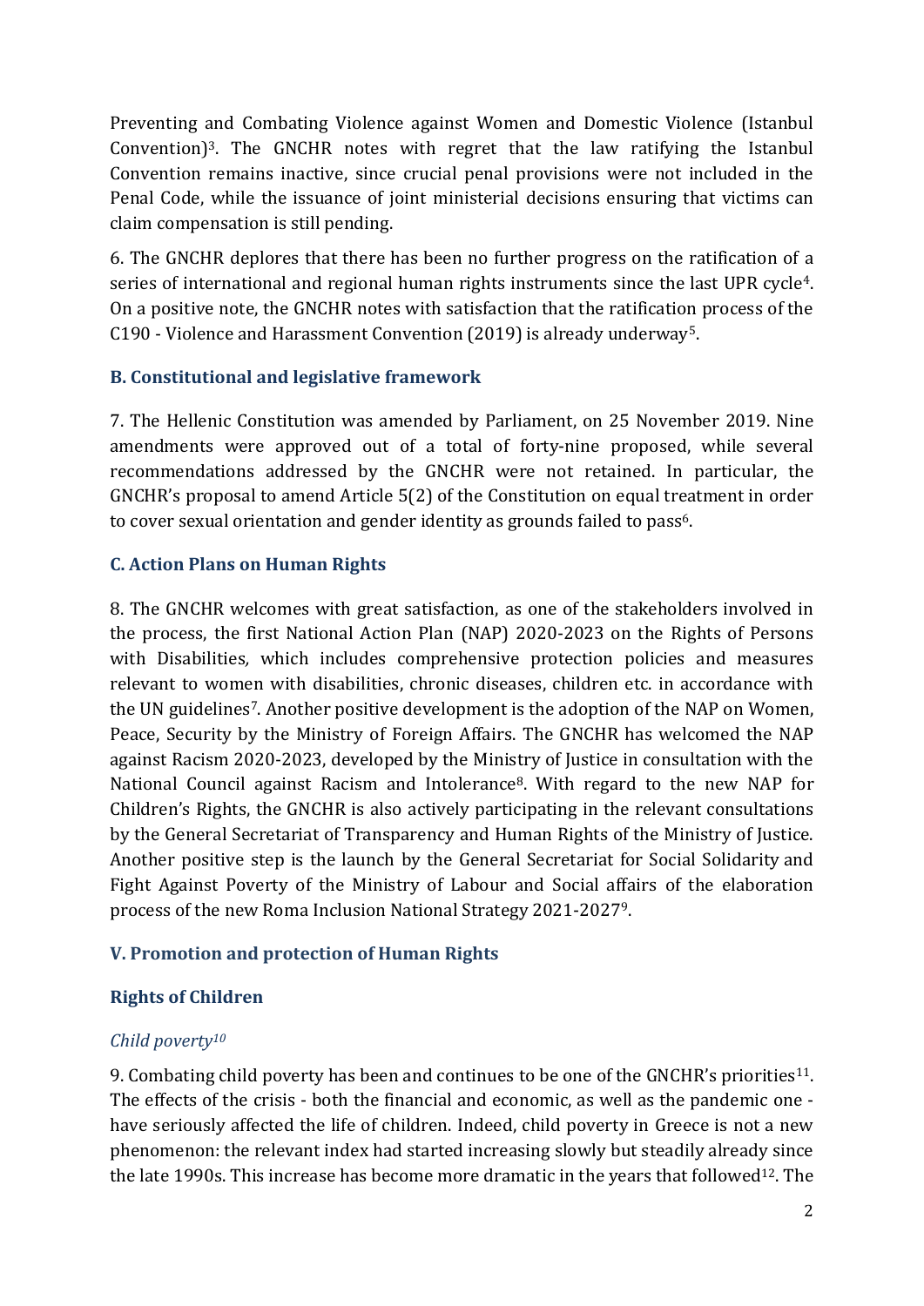Preventing and Combating Violence against Women and Domestic Violence (Istanbul Convention)[3]. The GNCHR notes with regret that the law ratifying the Istanbul Convention remains inactive, since crucial penal provisions were not included in the Penal Code, while the issuance of joint ministerial decisions ensuring that victims can claim compensation is still pending.

6. The GNCHR deplores that there has been no further progress on the ratification of a series of international and regional human rights instruments since the last UPR cycle[4]. On a positive note, the GNCHR notes with satisfaction that the ratification process of the C190 - Violence and Harassment Convention (2019) is already underway[5].

### B. Constitutional and legislative framework

7. The Hellenic Constitution was amended by Parliament, on 25 November 2019. Nine amendments were approved out of a total of forty-nine proposed, while several recommendations addressed by the GNCHR were not retained. In particular, the GNCHR's proposal to amend Article 5(2) of the Constitution on equal treatment in order to cover sexual orientation and gender identity as grounds failed to pass[6].

### C. Action Plans on Human Rights

8. The GNCHR welcomes with great satisfaction, as one of the stakeholders involved in the process, the first National Action Plan (NAP) 2020-2023 on the Rights of Persons with Disabilities, which includes comprehensive protection policies and measures relevant to women with disabilities, chronic diseases, children etc. in accordance with the UN guidelines[7]. Another positive development is the adoption of the NAP on Women, Peace, Security by the Ministry of Foreign Affairs. The GNCHR has welcomed the NAP against Racism 2020-2023, developed by the Ministry of Justice in consultation with the National Council against Racism and Intolerance[8]. With regard to the new NAP for Children's Rights, the GNCHR is also actively participating in the relevant consultations by the General Secretariat of Transparency and Human Rights of the Ministry of Justice. Another positive step is the launch by the General Secretariat for Social Solidarity and Fight Against Poverty of the Ministry of Labour and Social affairs of the elaboration process of the new Roma Inclusion National Strategy 2021-2027[9].

## V. Promotion and protection of Human Rights

### Rights of Children

#### *Child poverty[10]*

9. Combating child poverty has been and continues to be one of the GNCHR's priorities[11]. The effects of the crisis - both the financial and economic, as well as the pandemic one - have seriously affected the life of children. Indeed, child poverty in Greece is not a new phenomenon: the relevant index had started increasing slowly but steadily already since the late 1990s. This increase has become more dramatic in the years that followed[12]. The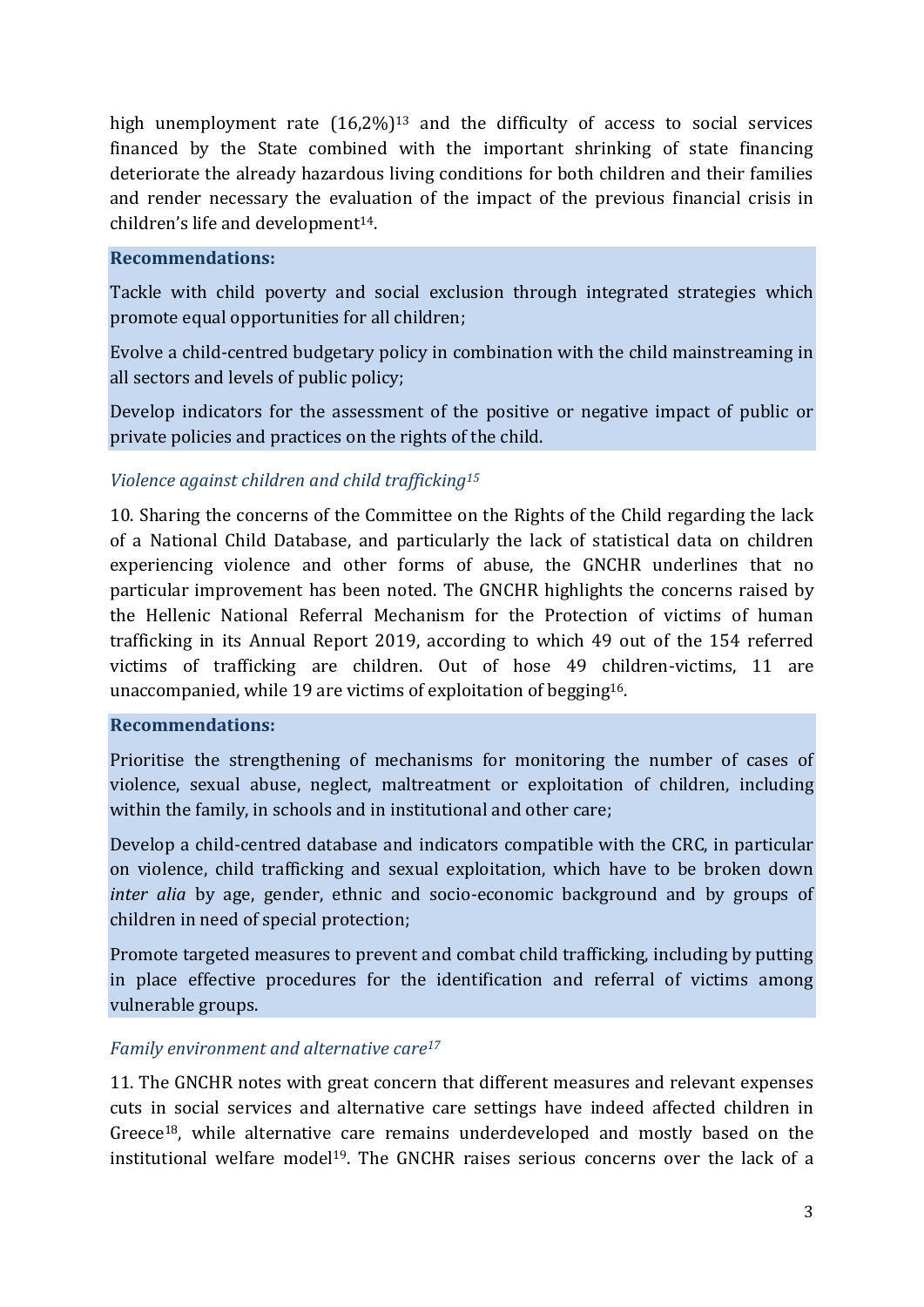high unemployment rate (16,2%)[13] and the difficulty of access to social services financed by the State combined with the important shrinking of state financing deteriorate the already hazardous living conditions for both children and their families and render necessary the evaluation of the impact of the previous financial crisis in children's life and development[14].

**Recommendations:**

Tackle with child poverty and social exclusion through integrated strategies which promote equal opportunities for all children;

Evolve a child-centred budgetary policy in combination with the child mainstreaming in all sectors and levels of public policy;

Develop indicators for the assessment of the positive or negative impact of public or private policies and practices on the rights of the child.

*Violence against children and child trafficking*[15]

10. Sharing the concerns of the Committee on the Rights of the Child regarding the lack of a National Child Database, and particularly the lack of statistical data on children experiencing violence and other forms of abuse, the GNCHR underlines that no particular improvement has been noted. The GNCHR highlights the concerns raised by the Hellenic National Referral Mechanism for the Protection of victims of human trafficking in its Annual Report 2019, according to which 49 out of the 154 referred victims of trafficking are children. Out of hose 49 children-victims, 11 are unaccompanied, while 19 are victims of exploitation of begging[16].

**Recommendations:**

Prioritise the strengthening of mechanisms for monitoring the number of cases of violence, sexual abuse, neglect, maltreatment or exploitation of children, including within the family, in schools and in institutional and other care;

Develop a child-centred database and indicators compatible with the CRC, in particular on violence, child trafficking and sexual exploitation, which have to be broken down *inter alia* by age, gender, ethnic and socio-economic background and by groups of children in need of special protection;

Promote targeted measures to prevent and combat child trafficking, including by putting in place effective procedures for the identification and referral of victims among vulnerable groups.

*Family environment and alternative care*[17]

11. The GNCHR notes with great concern that different measures and relevant expenses cuts in social services and alternative care settings have indeed affected children in Greece[18], while alternative care remains underdeveloped and mostly based on the institutional welfare model[19]. The GNCHR raises serious concerns over the lack of a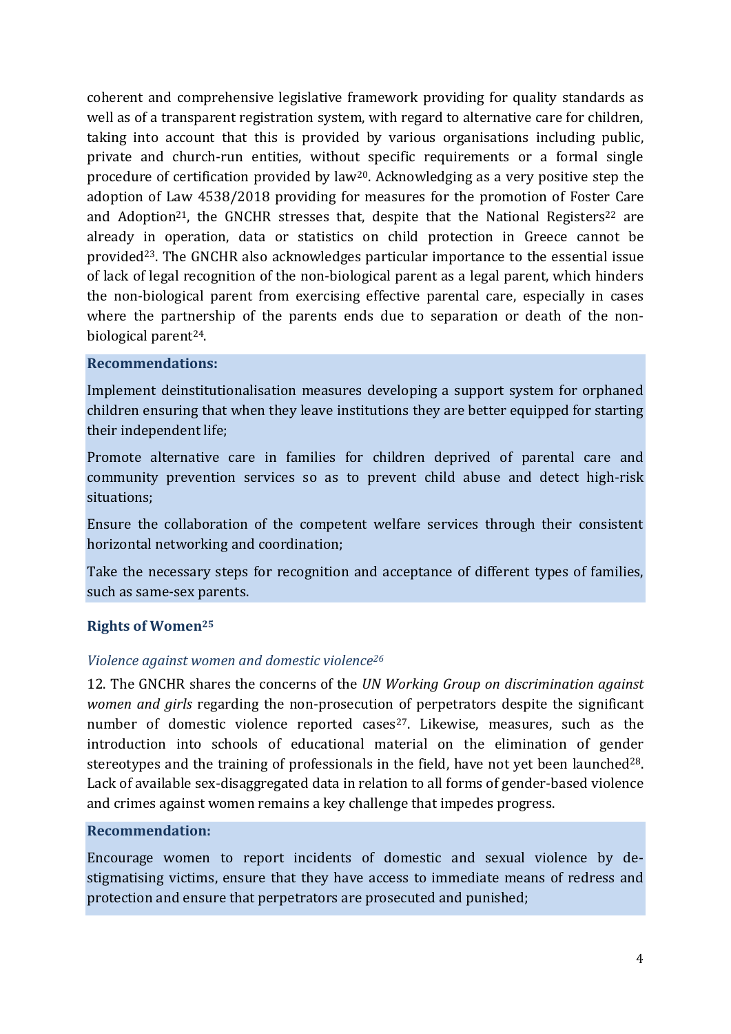coherent and comprehensive legislative framework providing for quality standards as well as of a transparent registration system, with regard to alternative care for children, taking into account that this is provided by various organisations including public, private and church-run entities, without specific requirements or a formal single procedure of certification provided by law[20]. Acknowledging as a very positive step the adoption of Law 4538/2018 providing for measures for the promotion of Foster Care and Adoption[21], the GNCHR stresses that, despite that the National Registers[22] are already in operation, data or statistics on child protection in Greece cannot be provided[23]. The GNCHR also acknowledges particular importance to the essential issue of lack of legal recognition of the non-biological parent as a legal parent, which hinders the non-biological parent from exercising effective parental care, especially in cases where the partnership of the parents ends due to separation or death of the non-biological parent[24].

**Recommendations:**

Implement deinstitutionalisation measures developing a support system for orphaned children ensuring that when they leave institutions they are better equipped for starting their independent life;

Promote alternative care in families for children deprived of parental care and community prevention services so as to prevent child abuse and detect high-risk situations;

Ensure the collaboration of the competent welfare services through their consistent horizontal networking and coordination;

Take the necessary steps for recognition and acceptance of different types of families, such as same-sex parents.

### Rights of Women[25]

#### *Violence against women and domestic violence[26]*

12. The GNCHR shares the concerns of the *UN Working Group on discrimination against women and girls* regarding the non-prosecution of perpetrators despite the significant number of domestic violence reported cases[27]. Likewise, measures, such as the introduction into schools of educational material on the elimination of gender stereotypes and the training of professionals in the field, have not yet been launched[28]. Lack of available sex-disaggregated data in relation to all forms of gender-based violence and crimes against women remains a key challenge that impedes progress.

**Recommendation:**

Encourage women to report incidents of domestic and sexual violence by de-stigmatising victims, ensure that they have access to immediate means of redress and protection and ensure that perpetrators are prosecuted and punished;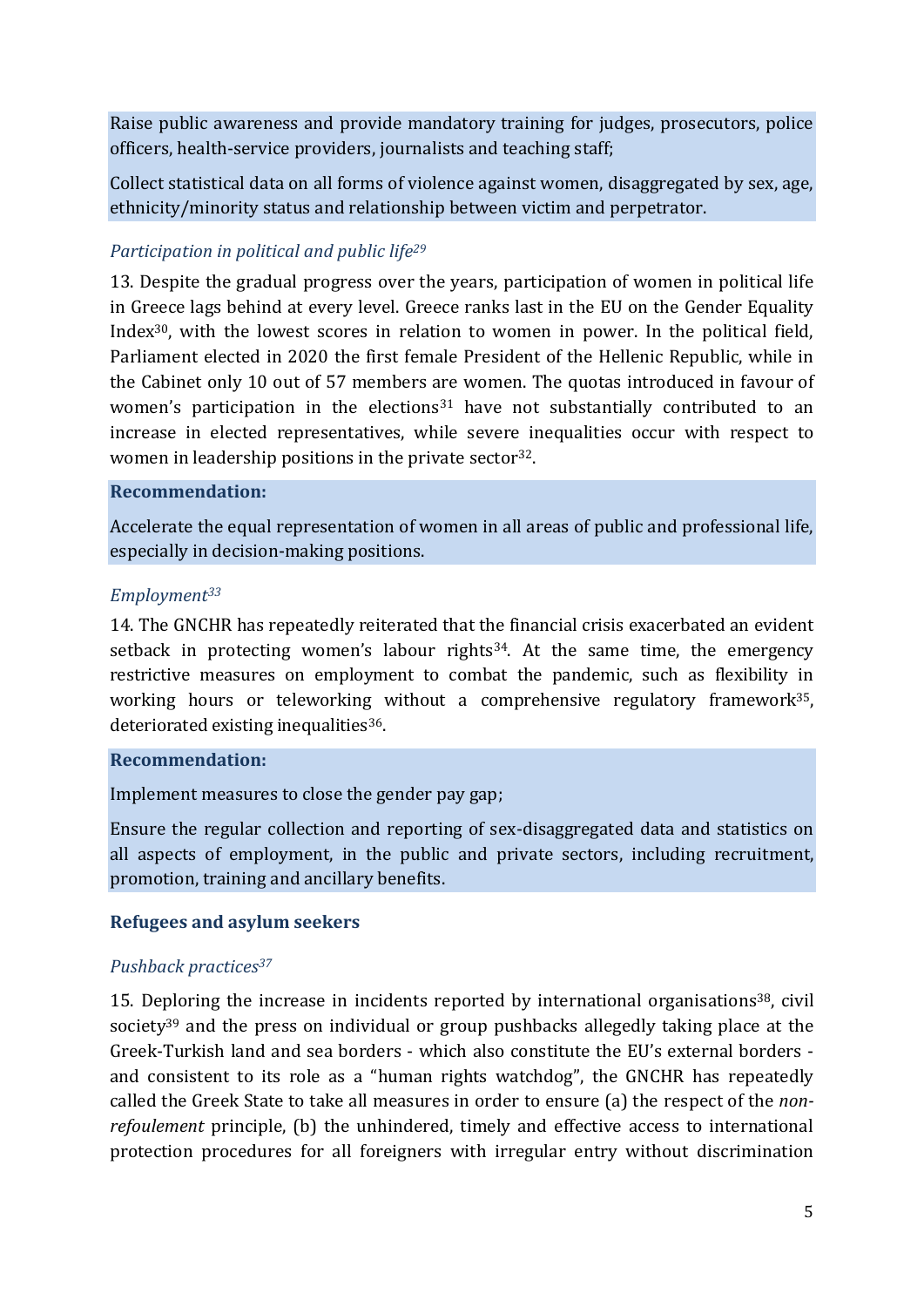Raise public awareness and provide mandatory training for judges, prosecutors, police officers, health-service providers, journalists and teaching staff;

Collect statistical data on all forms of violence against women, disaggregated by sex, age, ethnicity/minority status and relationship between victim and perpetrator.

### *Participation in political and public life*[29]

13. Despite the gradual progress over the years, participation of women in political life in Greece lags behind at every level. Greece ranks last in the EU on the Gender Equality Index[30], with the lowest scores in relation to women in power. In the political field, Parliament elected in 2020 the first female President of the Hellenic Republic, while in the Cabinet only 10 out of 57 members are women. The quotas introduced in favour of women's participation in the elections[31] have not substantially contributed to an increase in elected representatives, while severe inequalities occur with respect to women in leadership positions in the private sector[32].

**Recommendation:**

Accelerate the equal representation of women in all areas of public and professional life, especially in decision-making positions.

### *Employment*[33]

14. The GNCHR has repeatedly reiterated that the financial crisis exacerbated an evident setback in protecting women's labour rights[34]. At the same time, the emergency restrictive measures on employment to combat the pandemic, such as flexibility in working hours or teleworking without a comprehensive regulatory framework[35], deteriorated existing inequalities[36].

**Recommendation:**

Implement measures to close the gender pay gap;

Ensure the regular collection and reporting of sex-disaggregated data and statistics on all aspects of employment, in the public and private sectors, including recruitment, promotion, training and ancillary benefits.

## Refugees and asylum seekers

### *Pushback practices*[37]

15. Deploring the increase in incidents reported by international organisations[38], civil society[39] and the press on individual or group pushbacks allegedly taking place at the Greek-Turkish land and sea borders - which also constitute the EU's external borders - and consistent to its role as a "human rights watchdog", the GNCHR has repeatedly called the Greek State to take all measures in order to ensure (a) the respect of the *non-refoulement* principle, (b) the unhindered, timely and effective access to international protection procedures for all foreigners with irregular entry without discrimination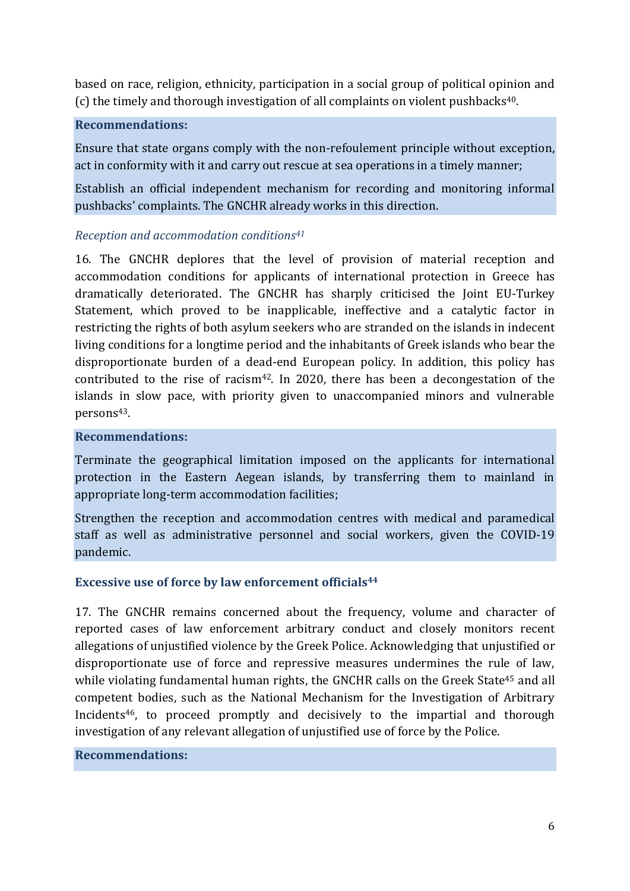based on race, religion, ethnicity, participation in a social group of political opinion and (c) the timely and thorough investigation of all complaints on violent pushbacks[40].

**Recommendations:**

Ensure that state organs comply with the non-refoulement principle without exception, act in conformity with it and carry out rescue at sea operations in a timely manner;

Establish an official independent mechanism for recording and monitoring informal pushbacks' complaints. The GNCHR already works in this direction.

*Reception and accommodation conditions[41]*

16. The GNCHR deplores that the level of provision of material reception and accommodation conditions for applicants of international protection in Greece has dramatically deteriorated. The GNCHR has sharply criticised the Joint EU-Turkey Statement, which proved to be inapplicable, ineffective and a catalytic factor in restricting the rights of both asylum seekers who are stranded on the islands in indecent living conditions for a longtime period and the inhabitants of Greek islands who bear the disproportionate burden of a dead-end European policy. In addition, this policy has contributed to the rise of racism[42]. In 2020, there has been a decongestation of the islands in slow pace, with priority given to unaccompanied minors and vulnerable persons[43].

**Recommendations:**

Terminate the geographical limitation imposed on the applicants for international protection in the Eastern Aegean islands, by transferring them to mainland in appropriate long-term accommodation facilities;

Strengthen the reception and accommodation centres with medical and paramedical staff as well as administrative personnel and social workers, given the COVID-19 pandemic.

### Excessive use of force by law enforcement officials[44]

17. The GNCHR remains concerned about the frequency, volume and character of reported cases of law enforcement arbitrary conduct and closely monitors recent allegations of unjustified violence by the Greek Police. Acknowledging that unjustified or disproportionate use of force and repressive measures undermines the rule of law, while violating fundamental human rights, the GNCHR calls on the Greek State[45] and all competent bodies, such as the National Mechanism for the Investigation of Arbitrary Incidents[46], to proceed promptly and decisively to the impartial and thorough investigation of any relevant allegation of unjustified use of force by the Police.

**Recommendations:**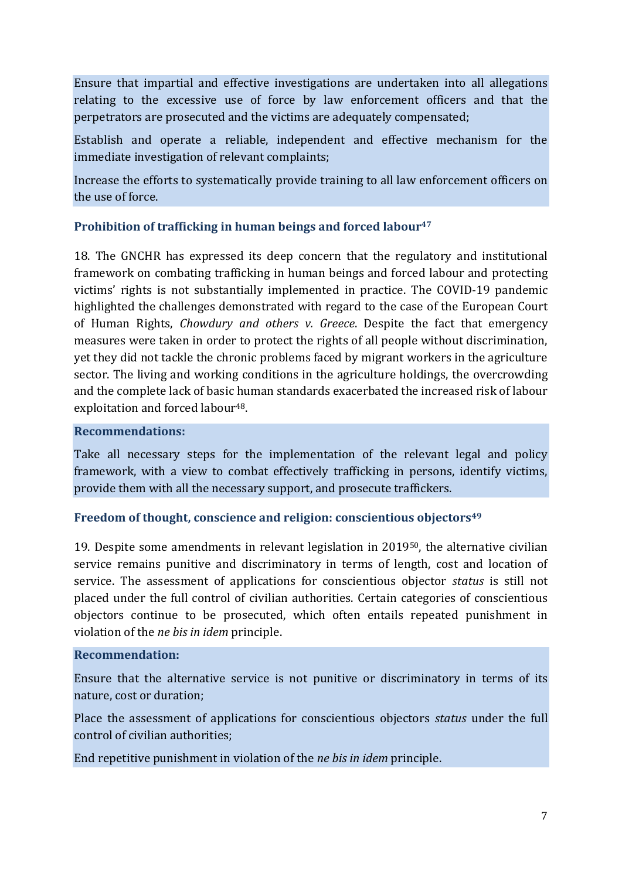Ensure that impartial and effective investigations are undertaken into all allegations relating to the excessive use of force by law enforcement officers and that the perpetrators are prosecuted and the victims are adequately compensated;

Establish and operate a reliable, independent and effective mechanism for the immediate investigation of relevant complaints;

Increase the efforts to systematically provide training to all law enforcement officers on the use of force.

### Prohibition of trafficking in human beings and forced labour[47]

18. The GNCHR has expressed its deep concern that the regulatory and institutional framework on combating trafficking in human beings and forced labour and protecting victims' rights is not substantially implemented in practice. The COVID-19 pandemic highlighted the challenges demonstrated with regard to the case of the European Court of Human Rights, *Chowdury and others v. Greece*. Despite the fact that emergency measures were taken in order to protect the rights of all people without discrimination, yet they did not tackle the chronic problems faced by migrant workers in the agriculture sector. The living and working conditions in the agriculture holdings, the overcrowding and the complete lack of basic human standards exacerbated the increased risk of labour exploitation and forced labour[48].

**Recommendations:**

Take all necessary steps for the implementation of the relevant legal and policy framework, with a view to combat effectively trafficking in persons, identify victims, provide them with all the necessary support, and prosecute traffickers.

### Freedom of thought, conscience and religion: conscientious objectors[49]

19. Despite some amendments in relevant legislation in 2019[50], the alternative civilian service remains punitive and discriminatory in terms of length, cost and location of service. The assessment of applications for conscientious objector *status* is still not placed under the full control of civilian authorities. Certain categories of conscientious objectors continue to be prosecuted, which often entails repeated punishment in violation of the *ne bis in idem* principle.

**Recommendation:**

Ensure that the alternative service is not punitive or discriminatory in terms of its nature, cost or duration;

Place the assessment of applications for conscientious objectors *status* under the full control of civilian authorities;

End repetitive punishment in violation of the *ne bis in idem* principle.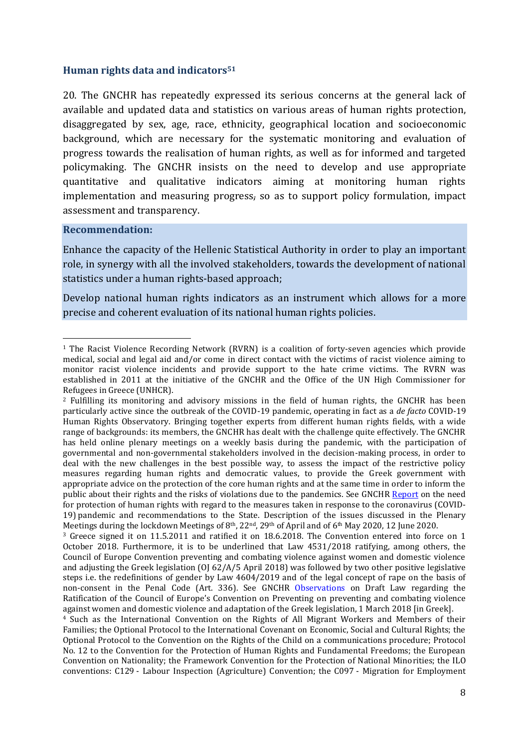### Human rights data and indicators[51]

20. The GNCHR has repeatedly expressed its serious concerns at the general lack of available and updated data and statistics on various areas of human rights protection, disaggregated by sex, age, race, ethnicity, geographical location and socioeconomic background, which are necessary for the systematic monitoring and evaluation of progress towards the realisation of human rights, as well as for informed and targeted policymaking. The GNCHR insists on the need to develop and use appropriate quantitative and qualitative indicators aiming at monitoring human rights implementation and measuring progress, so as to support policy formulation, impact assessment and transparency.

**Recommendation:**

Enhance the capacity of the Hellenic Statistical Authority in order to play an important role, in synergy with all the involved stakeholders, towards the development of national statistics under a human rights-based approach;

Develop national human rights indicators as an instrument which allows for a more precise and coherent evaluation of its national human rights policies.

---

[1] The Racist Violence Recording Network (RVRN) is a coalition of forty-seven agencies which provide medical, social and legal aid and/or come in direct contact with the victims of racist violence aiming to monitor racist violence incidents and provide support to the hate crime victims. The RVRN was established in 2011 at the initiative of the GNCHR and the Office of the UN High Commissioner for Refugees in Greece (UNHCR).

[2] Fulfilling its monitoring and advisory missions in the field of human rights, the GNCHR has been particularly active since the outbreak of the COVID-19 pandemic, operating in fact as a *de facto* COVID-19 Human Rights Observatory. Bringing together experts from different human rights fields, with a wide range of backgrounds: its members, the GNCHR has dealt with the challenge quite effectively. The GNCHR has held online plenary meetings on a weekly basis during the pandemic, with the participation of governmental and non-governmental stakeholders involved in the decision-making process, in order to deal with the new challenges in the best possible way, to assess the impact of the restrictive policy measures regarding human rights and democratic values, to provide the Greek government with appropriate advice on the protection of the core human rights and at the same time in order to inform the public about their rights and the risks of violations due to the pandemics. See GNCHR Report on the need for protection of human rights with regard to the measures taken in response to the coronavirus (COVID-19) pandemic and recommendations to the State. Description of the issues discussed in the Plenary Meetings during the lockdown Meetings of 8th, 22nd, 29th of April and of 6th May 2020, 12 June 2020.

[3] Greece signed it on 11.5.2011 and ratified it on 18.6.2018. The Convention entered into force on 1 October 2018. Furthermore, it is to be underlined that Law 4531/2018 ratifying, among others, the Council of Europe Convention preventing and combating violence against women and domestic violence and adjusting the Greek legislation (OJ 62/A/5 April 2018) was followed by two other positive legislative steps i.e. the redefinitions of gender by Law 4604/2019 and of the legal concept of rape on the basis of non-consent in the Penal Code (Art. 336). See GNCHR Observations on Draft Law regarding the Ratification of the Council of Europe's Convention on Preventing on preventing and combating violence against women and domestic violence and adaptation of the Greek legislation, 1 March 2018 [in Greek].

[4] Such as the International Convention on the Rights of All Migrant Workers and Members of their Families; the Optional Protocol to the International Covenant on Economic, Social and Cultural Rights; the Optional Protocol to the Convention on the Rights of the Child on a communications procedure; Protocol No. 12 to the Convention for the Protection of Human Rights and Fundamental Freedoms; the European Convention on Nationality; the Framework Convention for the Protection of National Minorities; the ILO conventions: C129 - Labour Inspection (Agriculture) Convention; the C097 - Migration for Employment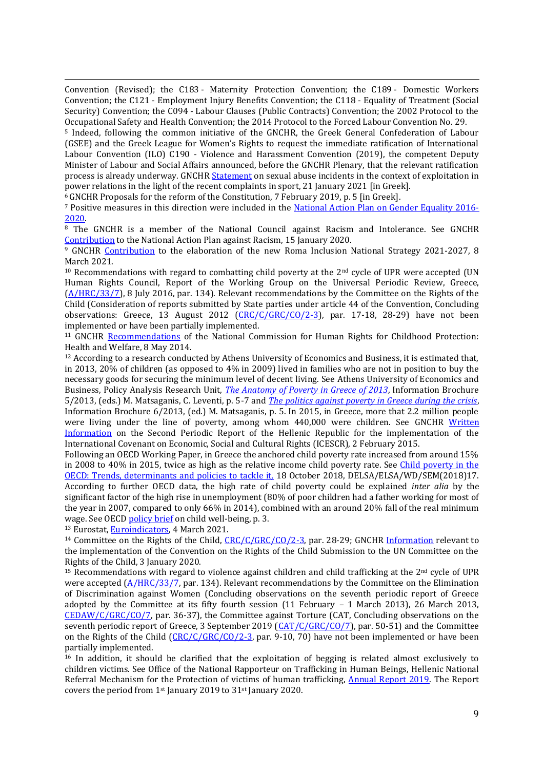Convention (Revised); the C183 - Maternity Protection Convention; the C189 - Domestic Workers Convention; the C121 - Employment Injury Benefits Convention; the C118 - Equality of Treatment (Social Security) Convention; the C094 - Labour Clauses (Public Contracts) Convention; the 2002 Protocol to the Occupational Safety and Health Convention; the 2014 Protocol to the Forced Labour Convention No. 29.

[5] Indeed, following the common initiative of the GNCHR, the Greek General Confederation of Labour (GSEE) and the Greek League for Women's Rights to request the immediate ratification of International Labour Convention (ILO) C190 - Violence and Harassment Convention (2019), the competent Deputy Minister of Labour and Social Affairs announced, before the GNCHR Plenary, that the relevant ratification process is already underway. GNCHR Statement on sexual abuse incidents in the context of exploitation in power relations in the light of the recent complaints in sport, 21 January 2021 [in Greek].

[6] GNCHR Proposals for the reform of the Constitution, 7 February 2019, p. 5 [in Greek].

[7] Positive measures in this direction were included in the National Action Plan on Gender Equality 2016-2020.

[8] The GNCHR is a member of the National Council against Racism and Intolerance. See GNCHR Contribution to the National Action Plan against Racism, 15 January 2020.

[9] GNCHR Contribution to the elaboration of the new Roma Inclusion National Strategy 2021-2027, 8 March 2021.

[10] Recommendations with regard to combatting child poverty at the 2nd cycle of UPR were accepted (UN Human Rights Council, Report of the Working Group on the Universal Periodic Review, Greece, (A/HRC/33/7), 8 July 2016, par. 134). Relevant recommendations by the Committee on the Rights of the Child (Consideration of reports submitted by State parties under article 44 of the Convention, Concluding observations: Greece, 13 August 2012 (CRC/C/GRC/CO/2-3), par. 17-18, 28-29) have not been implemented or have been partially implemented.

[11] GNCHR Recommendations of the National Commission for Human Rights for Childhood Protection: Health and Welfare, 8 May 2014.

[12] According to a research conducted by Athens University of Economics and Business, it is estimated that, in 2013, 20% of children (as opposed to 4% in 2009) lived in families who are not in position to buy the necessary goods for securing the minimum level of decent living. See Athens University of Economics and Business, Policy Analysis Research Unit, *The Anatomy of Poverty in Greece of 2013*, Information Brochure 5/2013, (eds.) M. Matsaganis, C. Leventi, p. 5-7 and *The politics against poverty in Greece during the crisis*, Information Brochure 6/2013, (ed.) M. Matsaganis, p. 5. In 2015, in Greece, more that 2.2 million people were living under the line of poverty, among whom 440,000 were children. See GNCHR Written Information on the Second Periodic Report of the Hellenic Republic for the implementation of the International Covenant on Economic, Social and Cultural Rights (ICESCR), 2 February 2015.

Following an OECD Working Paper, in Greece the anchored child poverty rate increased from around 15% in 2008 to 40% in 2015, twice as high as the relative income child poverty rate. See Child poverty in the OECD: Trends, determinants and policies to tackle it, 18 October 2018, DELSA/ELSA/WD/SEM(2018)17. According to further OECD data, the high rate of child poverty could be explained *inter alia* by the significant factor of the high rise in unemployment (80% of poor children had a father working for most of the year in 2007, compared to only 66% in 2014), combined with an around 20% fall of the real minimum wage. See OECD policy brief on child well-being, p. 3.

[13] Eurostat, Euroindicators, 4 March 2021.

[14] Committee on the Rights of the Child, CRC/C/GRC/CO/2-3, par. 28-29; GNCHR Information relevant to the implementation of the Convention on the Rights of the Child Submission to the UN Committee on the Rights of the Child, 3 January 2020.

[15] Recommendations with regard to violence against children and child trafficking at the 2nd cycle of UPR were accepted (A/HRC/33/7, par. 134). Relevant recommendations by the Committee on the Elimination of Discrimination against Women (Concluding observations on the seventh periodic report of Greece adopted by the Committee at its fifty fourth session (11 February – 1 March 2013), 26 March 2013, CEDAW/C/GRC/CO/7, par. 36-37), the Committee against Torture (CAT, Concluding observations on the seventh periodic report of Greece, 3 September 2019 (CAT/C/GRC/CO/7), par. 50-51) and the Committee on the Rights of the Child (CRC/C/GRC/CO/2-3, par. 9-10, 70) have not been implemented or have been partially implemented.

[16] In addition, it should be clarified that the exploitation of begging is related almost exclusively to children victims. See Office of the National Rapporteur on Trafficking in Human Beings, Hellenic National Referral Mechanism for the Protection of victims of human trafficking, Annual Report 2019. The Report covers the period from 1st January 2019 to 31st January 2020.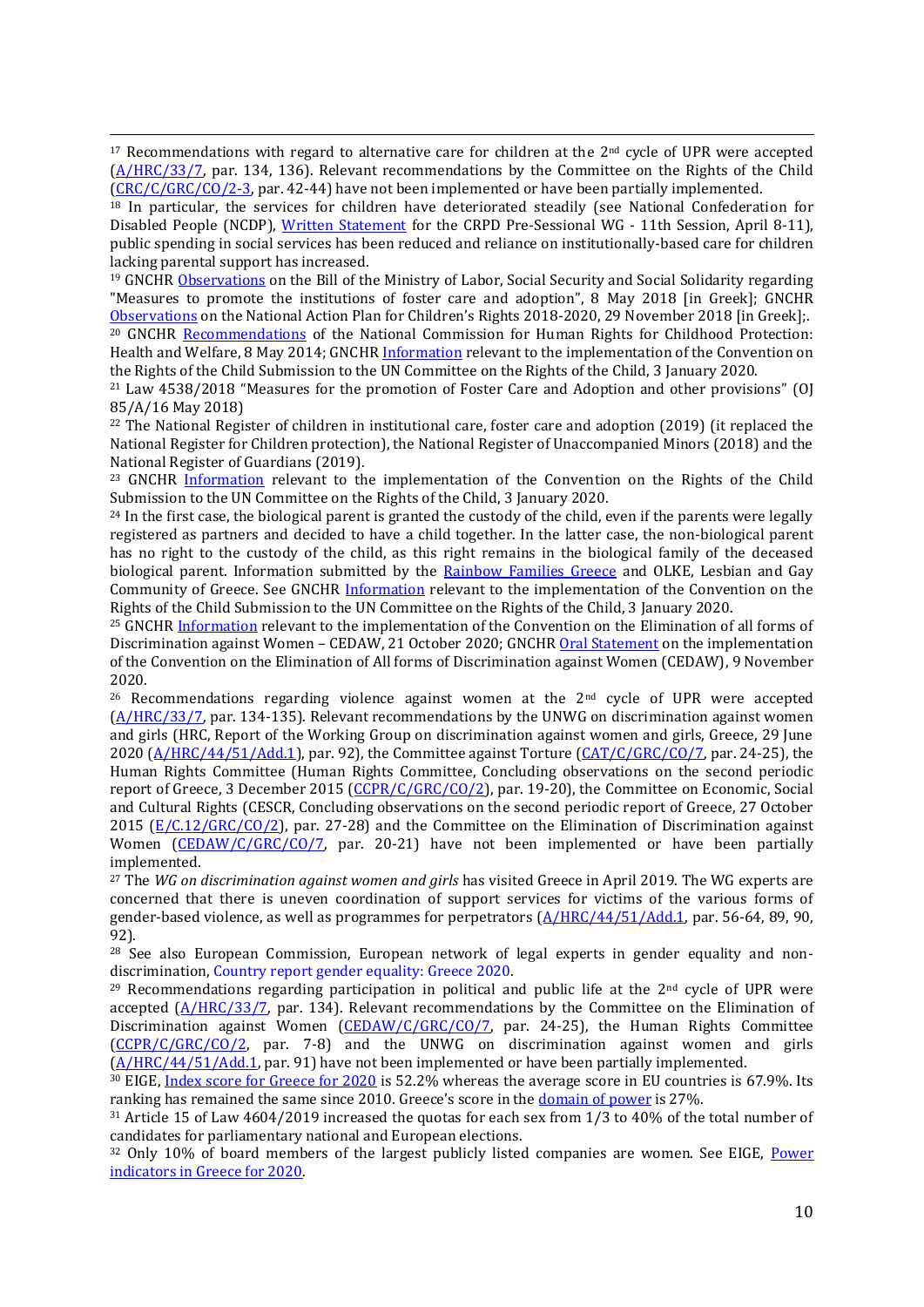[17] Recommendations with regard to alternative care for children at the 2nd cycle of UPR were accepted (A/HRC/33/7, par. 134, 136). Relevant recommendations by the Committee on the Rights of the Child (CRC/C/GRC/CO/2-3, par. 42-44) have not been implemented or have been partially implemented.

[18] In particular, the services for children have deteriorated steadily (see National Confederation for Disabled People (NCDP), Written Statement for the CRPD Pre-Sessional WG - 11th Session, April 8-11), public spending in social services has been reduced and reliance on institutionally-based care for children lacking parental support has increased.

[19] GNCHR Observations on the Bill of the Ministry of Labor, Social Security and Social Solidarity regarding "Measures to promote the institutions of foster care and adoption", 8 May 2018 [in Greek]; GNCHR Observations on the National Action Plan for Children's Rights 2018-2020, 29 November 2018 [in Greek];.

[20] GNCHR Recommendations of the National Commission for Human Rights for Childhood Protection: Health and Welfare, 8 May 2014; GNCHR Information relevant to the implementation of the Convention on the Rights of the Child Submission to the UN Committee on the Rights of the Child, 3 January 2020.

[21] Law 4538/2018 "Measures for the promotion of Foster Care and Adoption and other provisions" (OJ 85/A/16 May 2018)

[22] The National Register of children in institutional care, foster care and adoption (2019) (it replaced the National Register for Children protection), the National Register of Unaccompanied Minors (2018) and the National Register of Guardians (2019).

[23] GNCHR Information relevant to the implementation of the Convention on the Rights of the Child Submission to the UN Committee on the Rights of the Child, 3 January 2020.

[24] In the first case, the biological parent is granted the custody of the child, even if the parents were legally registered as partners and decided to have a child together. In the latter case, the non-biological parent has no right to the custody of the child, as this right remains in the biological family of the deceased biological parent. Information submitted by the Rainbow Families Greece and OLKE, Lesbian and Gay Community of Greece. See GNCHR Information relevant to the implementation of the Convention on the Rights of the Child Submission to the UN Committee on the Rights of the Child, 3 January 2020.

[25] GNCHR Information relevant to the implementation of the Convention on the Elimination of all forms of Discrimination against Women – CEDAW, 21 October 2020; GNCHR Oral Statement on the implementation of the Convention on the Elimination of All forms of Discrimination against Women (CEDAW), 9 November 2020.

[26] Recommendations regarding violence against women at the 2nd cycle of UPR were accepted (A/HRC/33/7, par. 134-135). Relevant recommendations by the UNWG on discrimination against women and girls (HRC, Report of the Working Group on discrimination against women and girls, Greece, 29 June 2020 (A/HRC/44/51/Add.1), par. 92), the Committee against Torture (CAT/C/GRC/CO/7, par. 24-25), the Human Rights Committee (Human Rights Committee, Concluding observations on the second periodic report of Greece, 3 December 2015 (CCPR/C/GRC/CO/2), par. 19-20), the Committee on Economic, Social and Cultural Rights (CESCR, Concluding observations on the second periodic report of Greece, 27 October 2015 (E/C.12/GRC/CO/2), par. 27-28) and the Committee on the Elimination of Discrimination against Women (CEDAW/C/GRC/CO/7, par. 20-21) have not been implemented or have been partially implemented.

[27] The *WG on discrimination against women and girls* has visited Greece in April 2019. The WG experts are concerned that there is uneven coordination of support services for victims of the various forms of gender-based violence, as well as programmes for perpetrators (A/HRC/44/51/Add.1, par. 56-64, 89, 90, 92).

[28] See also European Commission, European network of legal experts in gender equality and non-discrimination, Country report gender equality: Greece 2020.

[29] Recommendations regarding participation in political and public life at the 2nd cycle of UPR were accepted (A/HRC/33/7, par. 134). Relevant recommendations by the Committee on the Elimination of Discrimination against Women (CEDAW/C/GRC/CO/7, par. 24-25), the Human Rights Committee (CCPR/C/GRC/CO/2, par. 7-8) and the UNWG on discrimination against women and girls (A/HRC/44/51/Add.1, par. 91) have not been implemented or have been partially implemented.

[30] EIGE, Index score for Greece for 2020 is 52.2% whereas the average score in EU countries is 67.9%. Its ranking has remained the same since 2010. Greece's score in the domain of power is 27%.

[31] Article 15 of Law 4604/2019 increased the quotas for each sex from 1/3 to 40% of the total number of candidates for parliamentary national and European elections.

[32] Only 10% of board members of the largest publicly listed companies are women. See EIGE, Power indicators in Greece for 2020.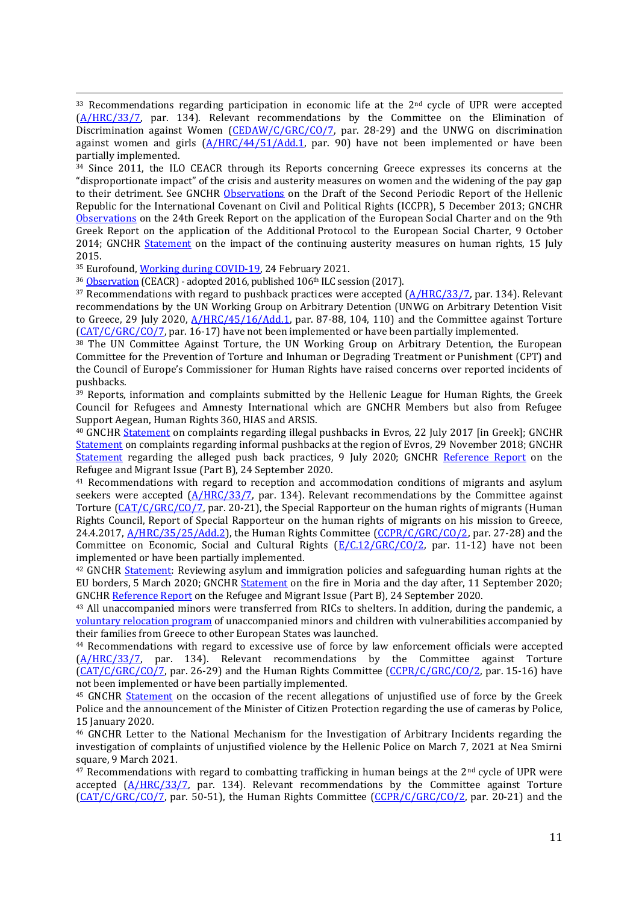[33] Recommendations regarding participation in economic life at the 2nd cycle of UPR were accepted (A/HRC/33/7, par. 134). Relevant recommendations by the Committee on the Elimination of Discrimination against Women (CEDAW/C/GRC/CO/7, par. 28-29) and the UNWG on discrimination against women and girls (A/HRC/44/51/Add.1, par. 90) have not been implemented or have been partially implemented.

[34] Since 2011, the ILO CEACR through its Reports concerning Greece expresses its concerns at the "disproportionate impact" of the crisis and austerity measures on women and the widening of the pay gap to their detriment. See GNCHR Observations on the Draft of the Second Periodic Report of the Hellenic Republic for the International Covenant on Civil and Political Rights (ICCPR), 5 December 2013; GNCHR Observations on the 24th Greek Report on the application of the European Social Charter and on the 9th Greek Report on the application of the Additional Protocol to the European Social Charter, 9 October 2014; GNCHR Statement on the impact of the continuing austerity measures on human rights, 15 July 2015.

[35] Eurofound, Working during COVID-19, 24 February 2021.

[36] Observation (CEACR) - adopted 2016, published 106th ILC session (2017).

[37] Recommendations with regard to pushback practices were accepted (A/HRC/33/7, par. 134). Relevant recommendations by the UN Working Group on Arbitrary Detention (UNWG on Arbitrary Detention Visit to Greece, 29 July 2020, A/HRC/45/16/Add.1, par. 87-88, 104, 110) and the Committee against Torture (CAT/C/GRC/CO/7, par. 16-17) have not been implemented or have been partially implemented.

[38] The UN Committee Against Torture, the UN Working Group on Arbitrary Detention, the European Committee for the Prevention of Torture and Inhuman or Degrading Treatment or Punishment (CPT) and the Council of Europe's Commissioner for Human Rights have raised concerns over reported incidents of pushbacks.

[39] Reports, information and complaints submitted by the Hellenic League for Human Rights, the Greek Council for Refugees and Amnesty International which are GNCHR Members but also from Refugee Support Aegean, Human Rights 360, HIAS and ARSIS.

[40] GNCHR Statement on complaints regarding illegal pushbacks in Evros, 22 July 2017 [in Greek]; GNCHR Statement on complaints regarding informal pushbacks at the region of Evros, 29 November 2018; GNCHR Statement regarding the alleged push back practices, 9 July 2020; GNCHR Reference Report on the Refugee and Migrant Issue (Part B), 24 September 2020.

[41] Recommendations with regard to reception and accommodation conditions of migrants and asylum seekers were accepted (A/HRC/33/7, par. 134). Relevant recommendations by the Committee against Torture (CAT/C/GRC/CO/7, par. 20-21), the Special Rapporteur on the human rights of migrants (Human Rights Council, Report of Special Rapporteur on the human rights of migrants on his mission to Greece, 24.4.2017, A/HRC/35/25/Add.2), the Human Rights Committee (CCPR/C/GRC/CO/2, par. 27-28) and the Committee on Economic, Social and Cultural Rights (E/C.12/GRC/CO/2, par. 11-12) have not been implemented or have been partially implemented.

[42] GNCHR Statement: Reviewing asylum and immigration policies and safeguarding human rights at the EU borders, 5 March 2020; GNCHR Statement on the fire in Moria and the day after, 11 September 2020; GNCHR Reference Report on the Refugee and Migrant Issue (Part B), 24 September 2020.

[43] All unaccompanied minors were transferred from RICs to shelters. In addition, during the pandemic, a voluntary relocation program of unaccompanied minors and children with vulnerabilities accompanied by their families from Greece to other European States was launched.

[44] Recommendations with regard to excessive use of force by law enforcement officials were accepted (A/HRC/33/7, par. 134). Relevant recommendations by the Committee against Torture (CAT/C/GRC/CO/7, par. 26-29) and the Human Rights Committee (CCPR/C/GRC/CO/2, par. 15-16) have not been implemented or have been partially implemented.

[45] GNCHR Statement on the occasion of the recent allegations of unjustified use of force by the Greek Police and the announcement of the Minister of Citizen Protection regarding the use of cameras by Police, 15 January 2020.

[46] GNCHR Letter to the National Mechanism for the Investigation of Arbitrary Incidents regarding the investigation of complaints of unjustified violence by the Hellenic Police on March 7, 2021 at Nea Smirni square, 9 March 2021.

[47] Recommendations with regard to combatting trafficking in human beings at the 2nd cycle of UPR were accepted (A/HRC/33/7, par. 134). Relevant recommendations by the Committee against Torture (CAT/C/GRC/CO/7, par. 50-51), the Human Rights Committee (CCPR/C/GRC/CO/2, par. 20-21) and the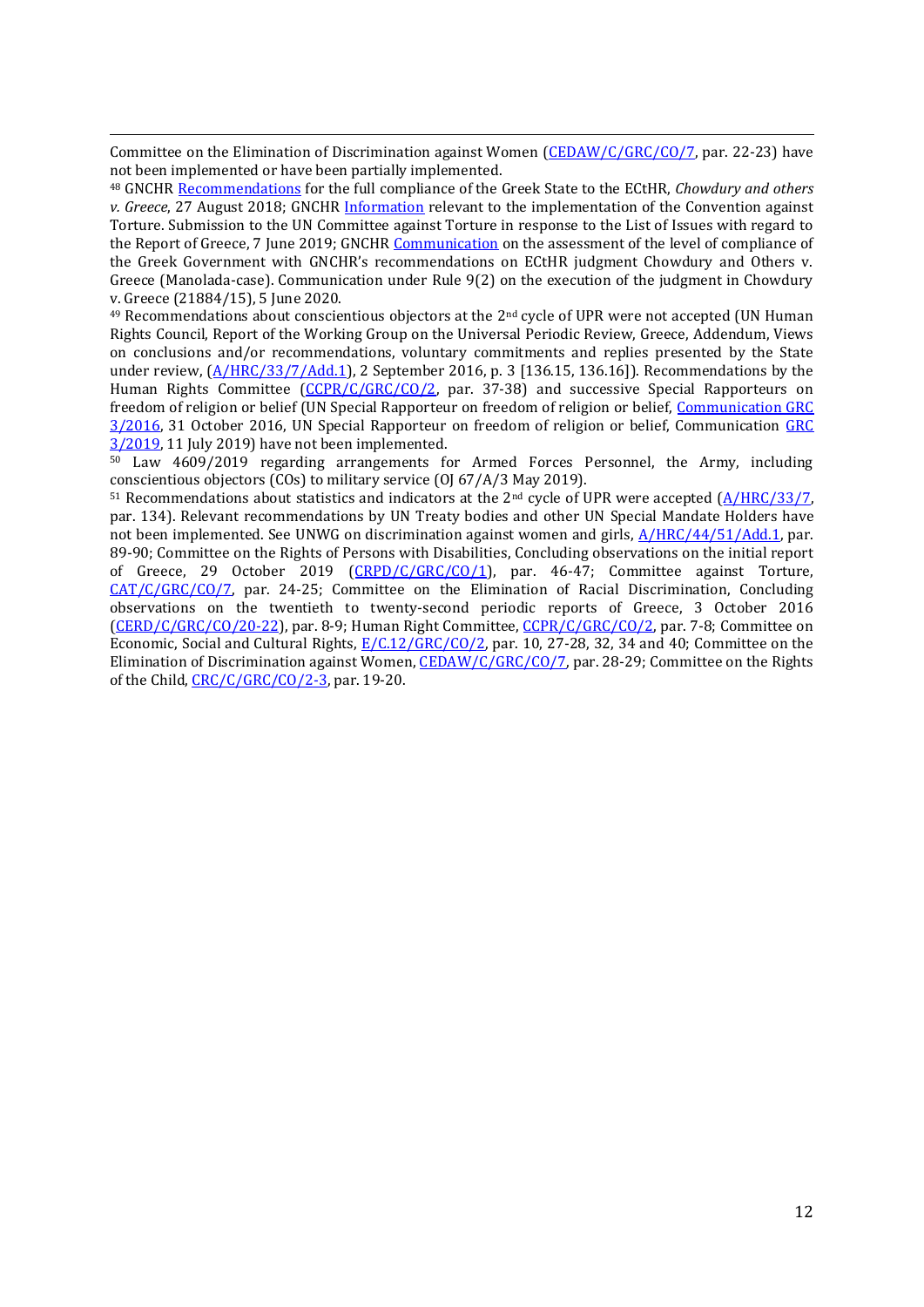Committee on the Elimination of Discrimination against Women (CEDAW/C/GRC/CO/7, par. 22-23) have not been implemented or have been partially implemented.

[48] GNCHR Recommendations for the full compliance of the Greek State to the ECtHR, *Chowdury and others v. Greece*, 27 August 2018; GNCHR Information relevant to the implementation of the Convention against Torture. Submission to the UN Committee against Torture in response to the List of Issues with regard to the Report of Greece, 7 June 2019; GNCHR Communication on the assessment of the level of compliance of the Greek Government with GNCHR's recommendations on ECtHR judgment Chowdury and Others v. Greece (Manolada-case). Communication under Rule 9(2) on the execution of the judgment in Chowdury v. Greece (21884/15), 5 June 2020.

[49] Recommendations about conscientious objectors at the 2nd cycle of UPR were not accepted (UN Human Rights Council, Report of the Working Group on the Universal Periodic Review, Greece, Addendum, Views on conclusions and/or recommendations, voluntary commitments and replies presented by the State under review, (A/HRC/33/7/Add.1), 2 September 2016, p. 3 [136.15, 136.16]). Recommendations by the Human Rights Committee (CCPR/C/GRC/CO/2, par. 37-38) and successive Special Rapporteurs on freedom of religion or belief (UN Special Rapporteur on freedom of religion or belief, Communication GRC 3/2016, 31 October 2016, UN Special Rapporteur on freedom of religion or belief, Communication GRC 3/2019, 11 July 2019) have not been implemented.

[50] Law 4609/2019 regarding arrangements for Armed Forces Personnel, the Army, including conscientious objectors (COs) to military service (OJ 67/A/3 May 2019).

[51] Recommendations about statistics and indicators at the 2nd cycle of UPR were accepted (A/HRC/33/7, par. 134). Relevant recommendations by UN Treaty bodies and other UN Special Mandate Holders have not been implemented. See UNWG on discrimination against women and girls, A/HRC/44/51/Add.1, par. 89-90; Committee on the Rights of Persons with Disabilities, Concluding observations on the initial report of Greece, 29 October 2019 (CRPD/C/GRC/CO/1), par. 46-47; Committee against Torture, CAT/C/GRC/CO/7, par. 24-25; Committee on the Elimination of Racial Discrimination, Concluding observations on the twentieth to twenty-second periodic reports of Greece, 3 October 2016 (CERD/C/GRC/CO/20-22), par. 8-9; Human Right Committee, CCPR/C/GRC/CO/2, par. 7-8; Committee on Economic, Social and Cultural Rights, E/C.12/GRC/CO/2, par. 10, 27-28, 32, 34 and 40; Committee on the Elimination of Discrimination against Women, CEDAW/C/GRC/CO/7, par. 28-29; Committee on the Rights of the Child, CRC/C/GRC/CO/2-3, par. 19-20.